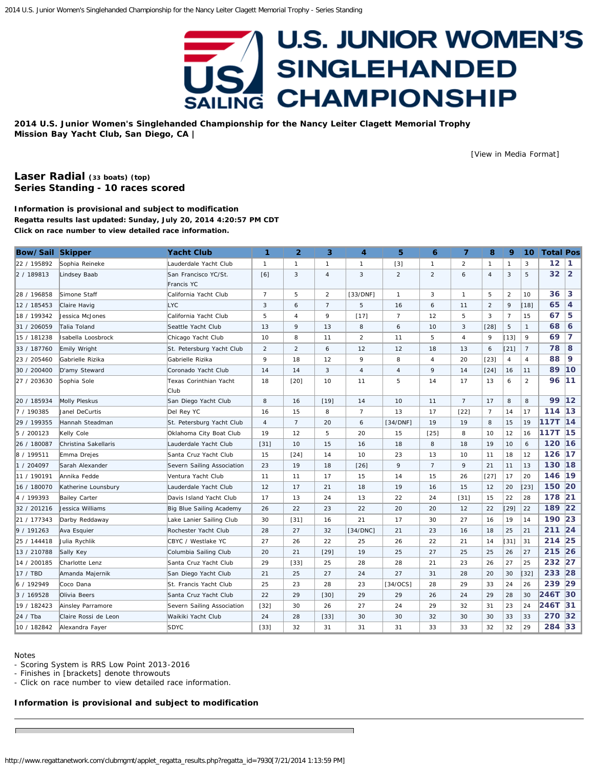**2014 U.S. Junior Women's Singlehanded Championship for the Nancy Leiter Clagett Memorial Trophy**
**Mission Bay Yacht Club, San Diego, CA |**

[View in Media Format]

## Laser Radial (33 boats) (top)
## Series Standing - 10 races scored

**Information is provisional and subject to modification**
**Regatta results last updated: Sunday, July 20, 2014 4:20:57 PM CDT**
**Click on race number to view detailed race information.**

| Bow/Sail | Skipper | Yacht Club | 1 | 2 | 3 | 4 | 5 | 6 | 7 | 8 | 9 | 10 | Total | Pos |
|---|---|---|---|---|---|---|---|---|---|---|---|---|---|---|
| 22 / 195892 | Sophia Reineke | Lauderdale Yacht Club | 1 | 1 | 1 | 1 | [3] | 1 | 2 | 1 | 1 | 3 | 12 | 1 |
| 2 / 189813 | Lindsey Baab | San Francisco YC/St. Francis YC | [6] | 3 | 4 | 3 | 2 | 2 | 6 | 4 | 3 | 5 | 32 | 2 |
| 28 / 196858 | Simone Staff | California Yacht Club | 7 | 5 | 2 | [33/DNF] | 1 | 3 | 1 | 5 | 2 | 10 | 36 | 3 |
| 12 / 185453 | Claire Havig | LYC | 3 | 6 | 7 | 5 | 16 | 6 | 11 | 2 | 9 | [18] | 65 | 4 |
| 18 / 199342 | Jessica McJones | California Yacht Club | 5 | 4 | 9 | [17] | 7 | 12 | 5 | 3 | 7 | 15 | 67 | 5 |
| 31 / 206059 | Talia Toland | Seattle Yacht Club | 13 | 9 | 13 | 8 | 6 | 10 | 3 | [28] | 5 | 1 | 68 | 6 |
| 15 / 181238 | Isabella Loosbrock | Chicago Yacht Club | 10 | 8 | 11 | 2 | 11 | 5 | 4 | 9 | [13] | 9 | 69 | 7 |
| 33 / 187760 | Emily Wright | St. Petersburg Yacht Club | 2 | 2 | 6 | 12 | 12 | 18 | 13 | 6 | [21] | 7 | 78 | 8 |
| 23 / 205460 | Gabrielle Rizika | Gabrielle Rizika | 9 | 18 | 12 | 9 | 8 | 4 | 20 | [23] | 4 | 4 | 88 | 9 |
| 30 / 200400 | D'amy Steward | Coronado Yacht Club | 14 | 14 | 3 | 4 | 4 | 9 | 14 | [24] | 16 | 11 | 89 | 10 |
| 27 / 203630 | Sophia Sole | Texas Corinthian Yacht Club | 18 | [20] | 10 | 11 | 5 | 14 | 17 | 13 | 6 | 2 | 96 | 11 |
| 20 / 185934 | Molly Pleskus | San Diego Yacht Club | 8 | 16 | [19] | 14 | 10 | 11 | 7 | 17 | 8 | 8 | 99 | 12 |
| 7 / 190385 | Janel DeCurtis | Del Rey YC | 16 | 15 | 8 | 7 | 13 | 17 | [22] | 7 | 14 | 17 | 114 | 13 |
| 29 / 199355 | Hannah Steadman | St. Petersburg Yacht Club | 4 | 7 | 20 | 6 | [34/DNF] | 19 | 19 | 8 | 15 | 19 | 117T | 14 |
| 5 / 200123 | Kelly Cole | Oklahoma City Boat Club | 19 | 12 | 5 | 20 | 15 | [25] | 8 | 10 | 12 | 16 | 117T | 15 |
| 26 / 180087 | Christina Sakellaris | Lauderdale Yacht Club | [31] | 10 | 15 | 16 | 18 | 8 | 18 | 19 | 10 | 6 | 120 | 16 |
| 8 / 199511 | Emma Drejes | Santa Cruz Yacht Club | 15 | [24] | 14 | 10 | 23 | 13 | 10 | 11 | 18 | 12 | 126 | 17 |
| 1 / 204097 | Sarah Alexander | Severn Sailing Association | 23 | 19 | 18 | [26] | 9 | 7 | 9 | 21 | 11 | 13 | 130 | 18 |
| 11 / 190191 | Annika Fedde | Ventura Yacht Club | 11 | 11 | 17 | 15 | 14 | 15 | 26 | [27] | 17 | 20 | 146 | 19 |
| 16 / 180070 | Katherine Lounsbury | Lauderdale Yacht Club | 12 | 17 | 21 | 18 | 19 | 16 | 15 | 12 | 20 | [23] | 150 | 20 |
| 4 / 199393 | Bailey Carter | Davis Island Yacht Club | 17 | 13 | 24 | 13 | 22 | 24 | [31] | 15 | 22 | 28 | 178 | 21 |
| 32 / 201216 | Jessica Williams | Big Blue Sailing Academy | 26 | 22 | 23 | 22 | 20 | 20 | 12 | 22 | [29] | 22 | 189 | 22 |
| 21 / 177343 | Darby Reddaway | Lake Lanier Sailing Club | 30 | [31] | 16 | 21 | 17 | 30 | 27 | 16 | 19 | 14 | 190 | 23 |
| 9 / 191263 | Ava Esquier | Rochester Yacht Club | 28 | 27 | 32 | [34/DNC] | 21 | 23 | 16 | 18 | 25 | 21 | 211 | 24 |
| 25 / 144418 | Julia Rychlik | CBYC / Westlake YC | 27 | 26 | 22 | 25 | 26 | 22 | 21 | 14 | [31] | 31 | 214 | 25 |
| 13 / 210788 | Sally Key | Columbia Sailing Club | 20 | 21 | [29] | 19 | 25 | 27 | 25 | 25 | 26 | 27 | 215 | 26 |
| 14 / 200185 | Charlotte Lenz | Santa Cruz Yacht Club | 29 | [33] | 25 | 28 | 28 | 21 | 23 | 26 | 27 | 25 | 232 | 27 |
| 17 / TBD | Amanda Majernik | San Diego Yacht Club | 21 | 25 | 27 | 24 | 27 | 31 | 28 | 20 | 30 | [32] | 233 | 28 |
| 6 / 192949 | Coco Dana | St. Francis Yacht Club | 25 | 23 | 28 | 23 | [34/OCS] | 28 | 29 | 33 | 24 | 26 | 239 | 29 |
| 3 / 169528 | Olivia Beers | Santa Cruz Yacht Club | 22 | 29 | [30] | 29 | 29 | 26 | 24 | 29 | 28 | 30 | 246T | 30 |
| 19 / 182423 | Ainsley Parramore | Severn Sailing Association | [32] | 30 | 26 | 27 | 24 | 29 | 32 | 31 | 23 | 24 | 246T | 31 |
| 24 / Tba | Claire Rossi de Leon | Waikiki Yacht Club | 24 | 28 | [33] | 30 | 30 | 32 | 30 | 30 | 33 | 33 | 270 | 32 |
| 10 / 182842 | Alexandra Fayer | SDYC | [33] | 32 | 31 | 31 | 31 | 33 | 33 | 32 | 32 | 29 | 284 | 33 |

Notes
- Scoring System is RRS Low Point 2013-2016
- Finishes in [brackets] denote throwouts
- Click on race number to view detailed race information.

**Information is provisional and subject to modification**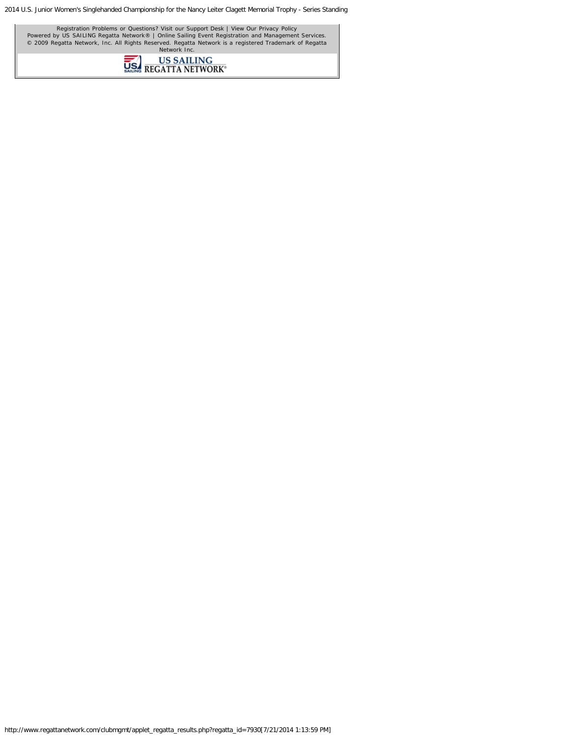Registration Problems or Questions? Visit our Support Desk | View Our Privacy Policy
Powered by US SAILING Regatta Network® | Online Sailing Event Registration and Management Services.
© 2009 Regatta Network, Inc. All Rights Reserved. Regatta Network is a registered Trademark of Regatta Network Inc.

US SAILING REGATTA NETWORK®